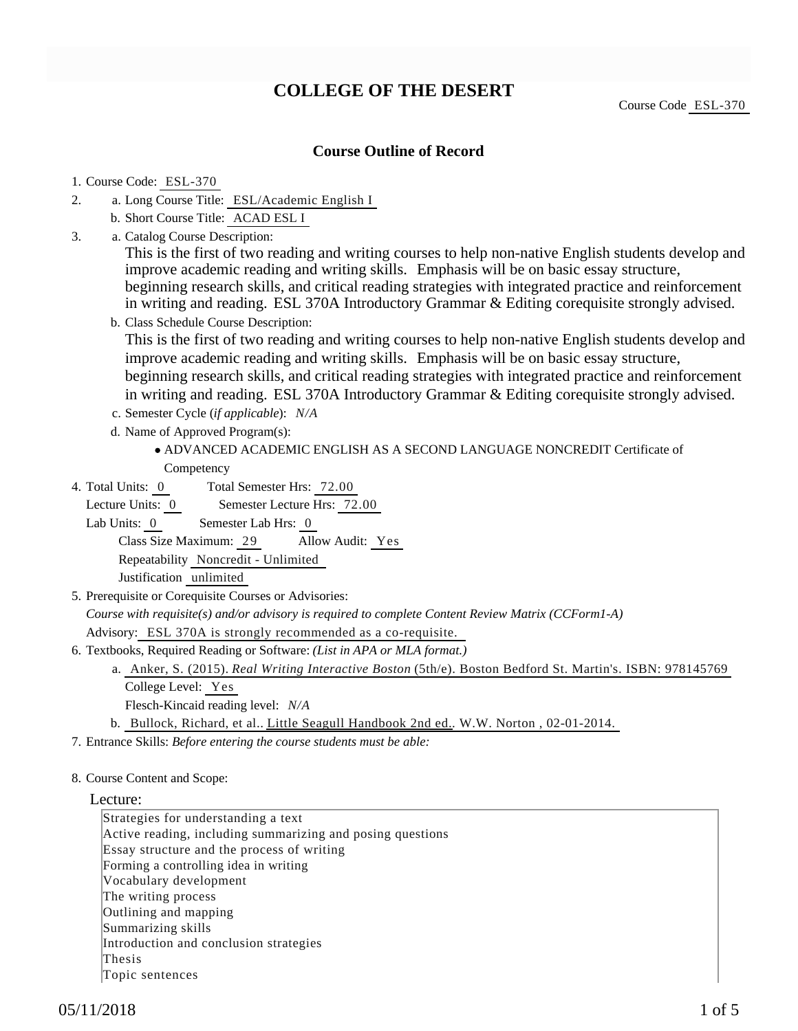# COLLEGE OF THE DESERT

Course Code ESL-370

## Course Outline of Record

1. Course Code: ESL-370
2. a. Long Course Title: ESL/Academic English I
   b. Short Course Title: ACAD ESL I
3. a. Catalog Course Description:
   This is the first of two reading and writing courses to help non-native English students develop and improve academic reading and writing skills. Emphasis will be on basic essay structure, beginning research skills, and critical reading strategies with integrated practice and reinforcement in writing and reading. ESL 370A Introductory Grammar & Editing corequisite strongly advised.
   b. Class Schedule Course Description:
   This is the first of two reading and writing courses to help non-native English students develop and improve academic reading and writing skills. Emphasis will be on basic essay structure, beginning research skills, and critical reading strategies with integrated practice and reinforcement in writing and reading. ESL 370A Introductory Grammar & Editing corequisite strongly advised.
   c. Semester Cycle (*if applicable*): *N/A*
   d. Name of Approved Program(s):
      - ADVANCED ACADEMIC ENGLISH AS A SECOND LANGUAGE NONCREDIT Certificate of Competency
4. Total Units: 0 Total Semester Hrs: 72.00
   Lecture Units: 0 Semester Lecture Hrs: 72.00
   Lab Units: 0 Semester Lab Hrs: 0
   Class Size Maximum: 29 Allow Audit: Yes
   Repeatability Noncredit - Unlimited
   Justification unlimited
5. Prerequisite or Corequisite Courses or Advisories:
   *Course with requisite(s) and/or advisory is required to complete Content Review Matrix (CCForm1-A)*
   Advisory: ESL 370A is strongly recommended as a co-requisite.
6. Textbooks, Required Reading or Software: *(List in APA or MLA format.)*
   a. Anker, S. (2015). *Real Writing Interactive Boston* (5th/e). Boston Bedford St. Martin's. ISBN: 978145769
      College Level: Yes
      Flesch-Kincaid reading level: *N/A*
   b. Bullock, Richard, et al.. Little Seagull Handbook 2nd ed.. W.W. Norton , 02-01-2014.
7. Entrance Skills: *Before entering the course students must be able:*

8. Course Content and Scope:

Lecture:

Strategies for understanding a text
Active reading, including summarizing and posing questions
Essay structure and the process of writing
Forming a controlling idea in writing
Vocabulary development
The writing process
Outlining and mapping
Summarizing skills
Introduction and conclusion strategies
Thesis
Topic sentences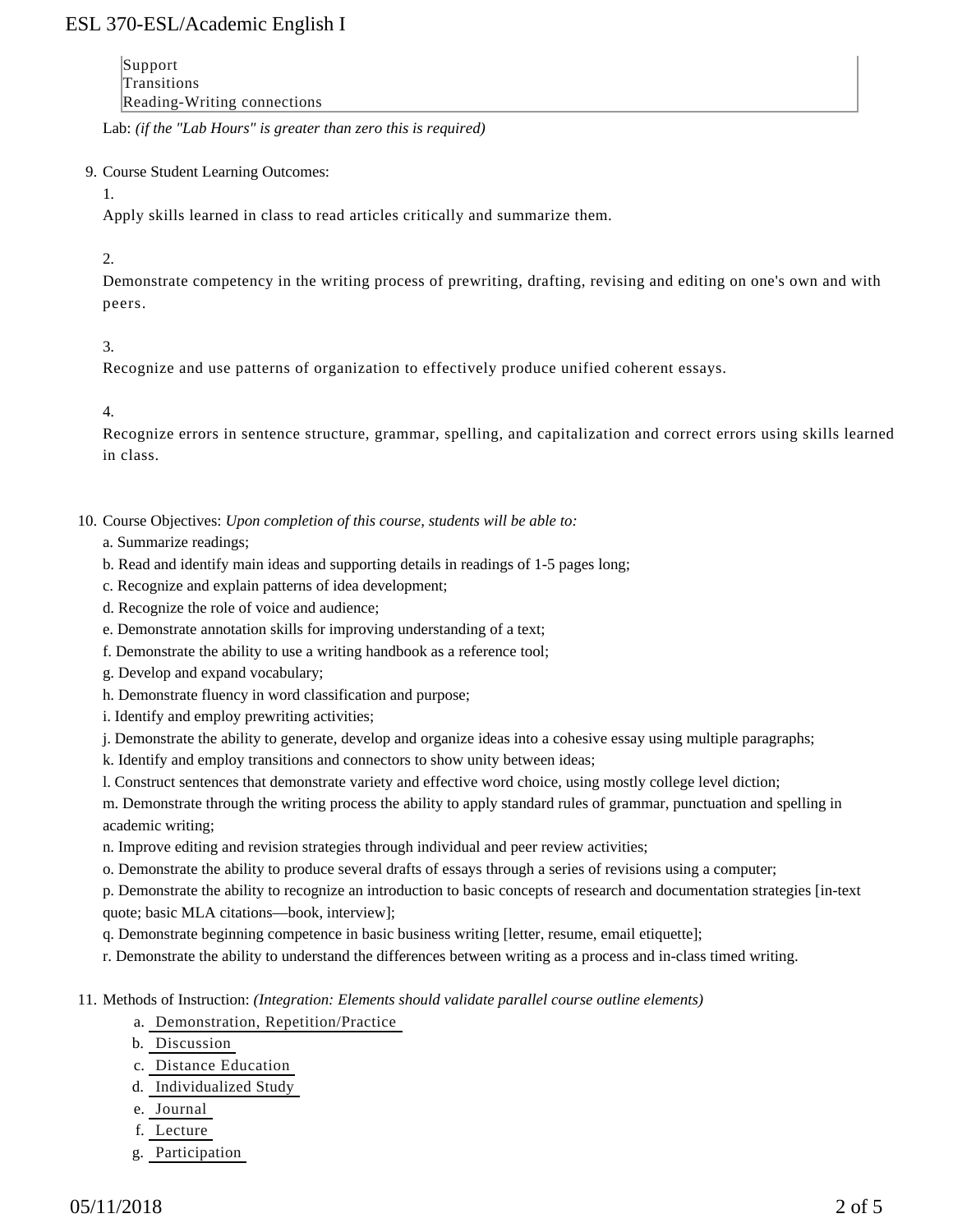Support
Transitions
Reading-Writing connections

Lab: *(if the "Lab Hours" is greater than zero this is required)*

9. Course Student Learning Outcomes:

   1.
   Apply skills learned in class to read articles critically and summarize them.

   2.
   Demonstrate competency in the writing process of prewriting, drafting, revising and editing on one's own and with peers.

   3.
   Recognize and use patterns of organization to effectively produce unified coherent essays.

   4.
   Recognize errors in sentence structure, grammar, spelling, and capitalization and correct errors using skills learned in class.

10. Course Objectives: *Upon completion of this course, students will be able to:*

    a. Summarize readings;
    b. Read and identify main ideas and supporting details in readings of 1-5 pages long;
    c. Recognize and explain patterns of idea development;
    d. Recognize the role of voice and audience;
    e. Demonstrate annotation skills for improving understanding of a text;
    f. Demonstrate the ability to use a writing handbook as a reference tool;
    g. Develop and expand vocabulary;
    h. Demonstrate fluency in word classification and purpose;
    i. Identify and employ prewriting activities;
    j. Demonstrate the ability to generate, develop and organize ideas into a cohesive essay using multiple paragraphs;
    k. Identify and employ transitions and connectors to show unity between ideas;
    l. Construct sentences that demonstrate variety and effective word choice, using mostly college level diction;
    m. Demonstrate through the writing process the ability to apply standard rules of grammar, punctuation and spelling in academic writing;
    n. Improve editing and revision strategies through individual and peer review activities;
    o. Demonstrate the ability to produce several drafts of essays through a series of revisions using a computer;
    p. Demonstrate the ability to recognize an introduction to basic concepts of research and documentation strategies [in-text quote; basic MLA citations—book, interview];
    q. Demonstrate beginning competence in basic business writing [letter, resume, email etiquette];
    r. Demonstrate the ability to understand the differences between writing as a process and in-class timed writing.

11. Methods of Instruction: *(Integration: Elements should validate parallel course outline elements)*

    a. Demonstration, Repetition/Practice
    b. Discussion
    c. Distance Education
    d. Individualized Study
    e. Journal
    f. Lecture
    g. Participation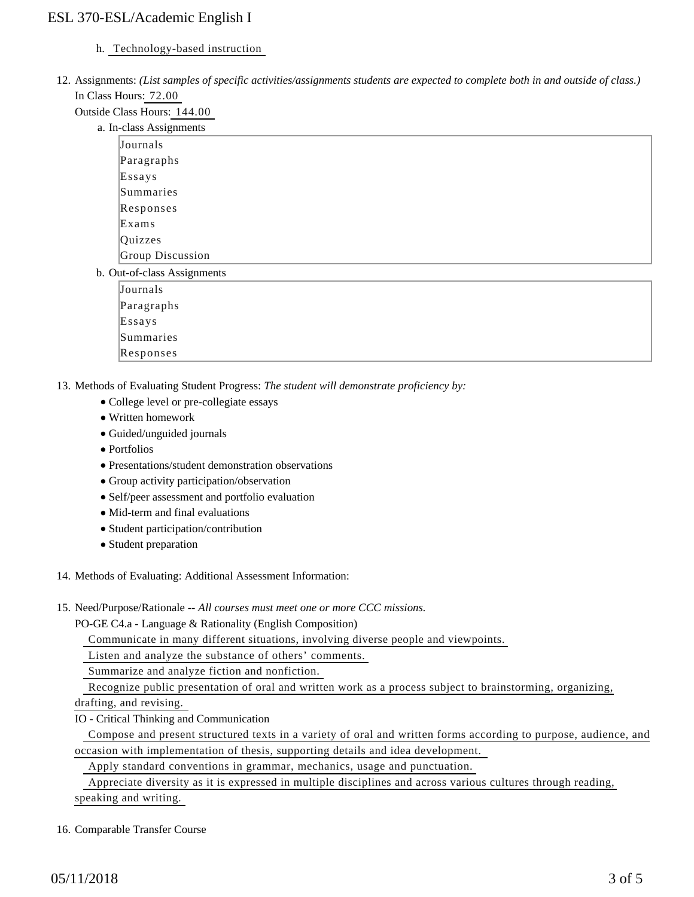h. Technology-based instruction

12. Assignments: *(List samples of specific activities/assignments students are expected to complete both in and outside of class.)*
    In Class Hours: 72.00
    Outside Class Hours: 144.00

    a. In-class Assignments

    Journals
    Paragraphs
    Essays
    Summaries
    Responses
    Exams
    Quizzes
    Group Discussion

    b. Out-of-class Assignments

    Journals
    Paragraphs
    Essays
    Summaries
    Responses

13. Methods of Evaluating Student Progress: *The student will demonstrate proficiency by:*
    - College level or pre-collegiate essays
    - Written homework
    - Guided/unguided journals
    - Portfolios
    - Presentations/student demonstration observations
    - Group activity participation/observation
    - Self/peer assessment and portfolio evaluation
    - Mid-term and final evaluations
    - Student participation/contribution
    - Student preparation

14. Methods of Evaluating: Additional Assessment Information:

15. Need/Purpose/Rationale -- *All courses must meet one or more CCC missions.*

    PO-GE C4.a - Language & Rationality (English Composition)

    Communicate in many different situations, involving diverse people and viewpoints.

    Listen and analyze the substance of others' comments.

    Summarize and analyze fiction and nonfiction.

    Recognize public presentation of oral and written work as a process subject to brainstorming, organizing, drafting, and revising.

    IO - Critical Thinking and Communication

    Compose and present structured texts in a variety of oral and written forms according to purpose, audience, and occasion with implementation of thesis, supporting details and idea development.

    Apply standard conventions in grammar, mechanics, usage and punctuation.

    Appreciate diversity as it is expressed in multiple disciplines and across various cultures through reading, speaking and writing.

16. Comparable Transfer Course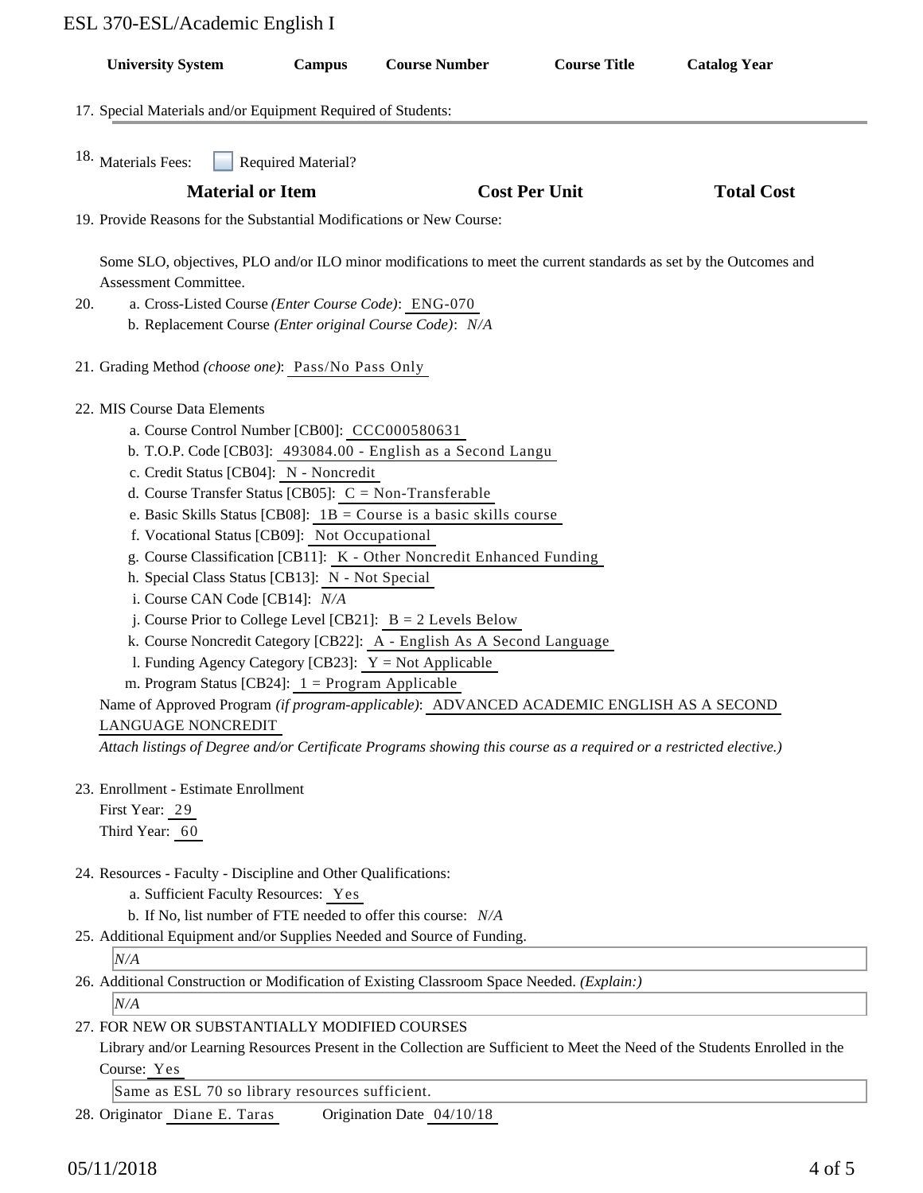ESL 370-ESL/Academic English I

| University System | Campus | Course Number | Course Title | Catalog Year |
| --- | --- | --- | --- | --- |

17. Special Materials and/or Equipment Required of Students:

18. Materials Fees: ☐ Required Material?

| Material or Item | Cost Per Unit | Total Cost |
| --- | --- | --- |

19. Provide Reasons for the Substantial Modifications or New Course:

    Some SLO, objectives, PLO and/or ILO minor modifications to meet the current standards as set by the Outcomes and Assessment Committee.

20. a. Cross-Listed Course *(Enter Course Code)*: ENG-070
    b. Replacement Course *(Enter original Course Code)*: *N/A*

21. Grading Method *(choose one)*: Pass/No Pass Only

22. MIS Course Data Elements
    a. Course Control Number [CB00]: CCC000580631
    b. T.O.P. Code [CB03]: 493084.00 - English as a Second Langu
    c. Credit Status [CB04]: N - Noncredit
    d. Course Transfer Status [CB05]: C = Non-Transferable
    e. Basic Skills Status [CB08]: 1B = Course is a basic skills course
    f. Vocational Status [CB09]: Not Occupational
    g. Course Classification [CB11]: K - Other Noncredit Enhanced Funding
    h. Special Class Status [CB13]: N - Not Special
    i. Course CAN Code [CB14]: *N/A*
    j. Course Prior to College Level [CB21]: B = 2 Levels Below
    k. Course Noncredit Category [CB22]: A - English As A Second Language
    l. Funding Agency Category [CB23]: Y = Not Applicable
    m. Program Status [CB24]: 1 = Program Applicable

    Name of Approved Program *(if program-applicable)*: ADVANCED ACADEMIC ENGLISH AS A SECOND LANGUAGE NONCREDIT

    *Attach listings of Degree and/or Certificate Programs showing this course as a required or a restricted elective.)*

23. Enrollment - Estimate Enrollment
    First Year: 29
    Third Year: 60

24. Resources - Faculty - Discipline and Other Qualifications:
    a. Sufficient Faculty Resources: Yes
    b. If No, list number of FTE needed to offer this course: *N/A*

25. Additional Equipment and/or Supplies Needed and Source of Funding.
    *N/A*

26. Additional Construction or Modification of Existing Classroom Space Needed. *(Explain:)*
    *N/A*

27. FOR NEW OR SUBSTANTIALLY MODIFIED COURSES
    Library and/or Learning Resources Present in the Collection are Sufficient to Meet the Need of the Students Enrolled in the Course: Yes
    Same as ESL 70 so library resources sufficient.

28. Originator Diane E. Taras Origination Date 04/10/18

05/11/2018